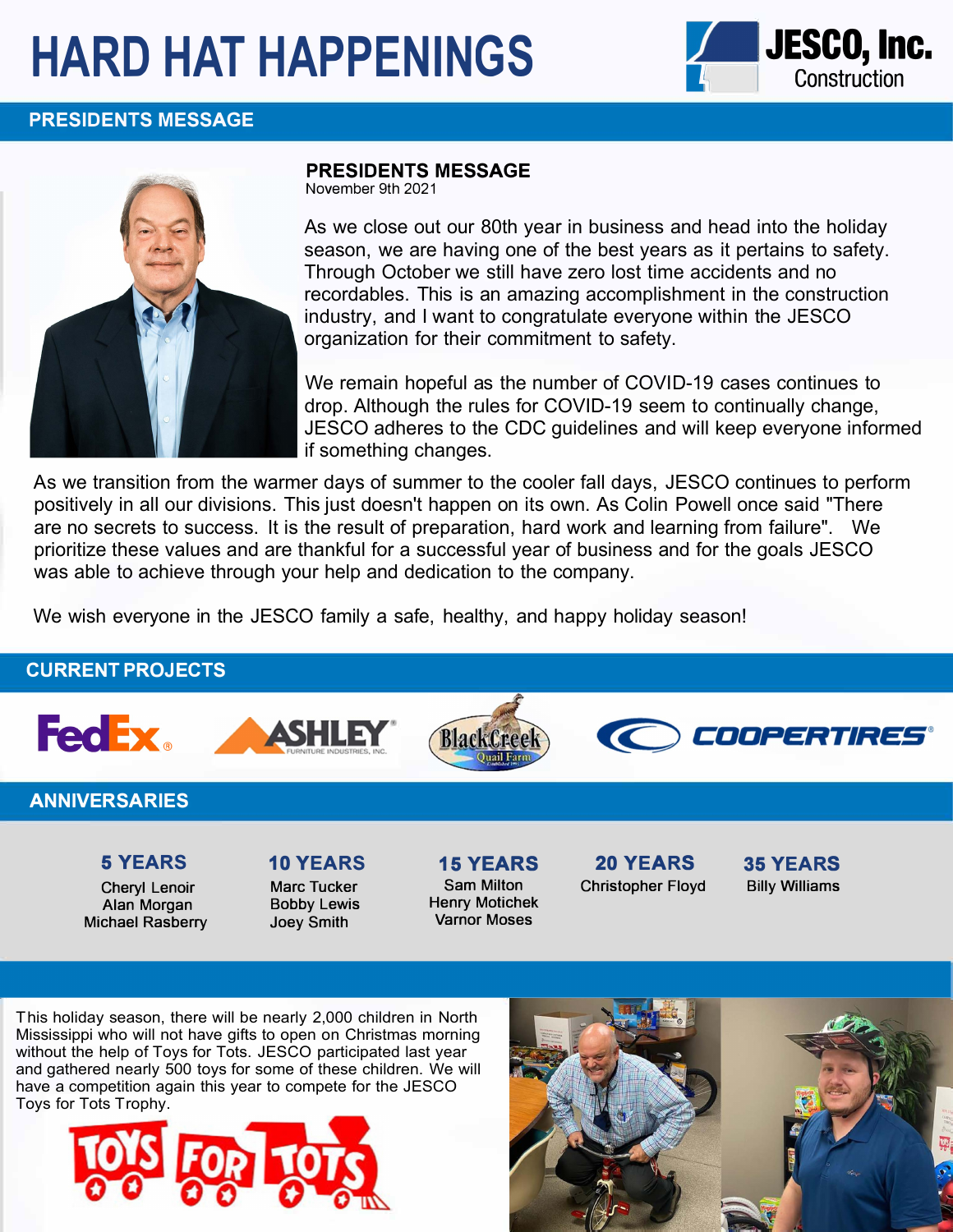# HARD HAT HAPPENINGS

JESCO, Inc. Construction

## PRESIDENTS MESSAGE

### PRESIDENTS MESSAGE

November 9th 2021

As we close out our 80th year in business and head into the holiday season, we are having one of the best years as it pertains to safety. Through October we still have zero lost time accidents and no recordables. This is an amazing accomplishment in the construction industry, and I want to congratulate everyone within the JESCO organization for their commitment to safety.

We remain hopeful as the number of COVID-19 cases continues to drop. Although the rules for COVID-19 seem to continually change, JESCO adheres to the CDC guidelines and will keep everyone informed if something changes.

As we transition from the warmer days of summer to the cooler fall days, JESCO continues to perform positively in all our divisions. This just doesn't happen on its own. As Colin Powell once said "There are no secrets to success. It is the result of preparation, hard work and learning from failure". We prioritize these values and are thankful for a successful year of business and for the goals JESCO was able to achieve through your help and dedication to the company.

We wish everyone in the JESCO family a safe, healthy, and happy holiday season!

## CURRENT PROJECTS

FedEx, Ashley Furniture Industries, Inc., BlackCreek Quail Farm, Cooper Tires

## ANNIVERSARIES

| 5 YEARS | 10 YEARS | 15 YEARS | 20 YEARS | 35 YEARS |
|---|---|---|---|---|
| Cheryl Lenoir | Marc Tucker | Sam Milton | Christopher Floyd | Billy Williams |
| Alan Morgan | Bobby Lewis | Henry Motichek | | |
| Michael Rasberry | Joey Smith | Varnor Moses | | |

This holiday season, there will be nearly 2,000 children in North Mississippi who will not have gifts to open on Christmas morning without the help of Toys for Tots. JESCO participated last year and gathered nearly 500 toys for some of these children. We will have a competition again this year to compete for the JESCO Toys for Tots Trophy.

TOYS FOR TOTS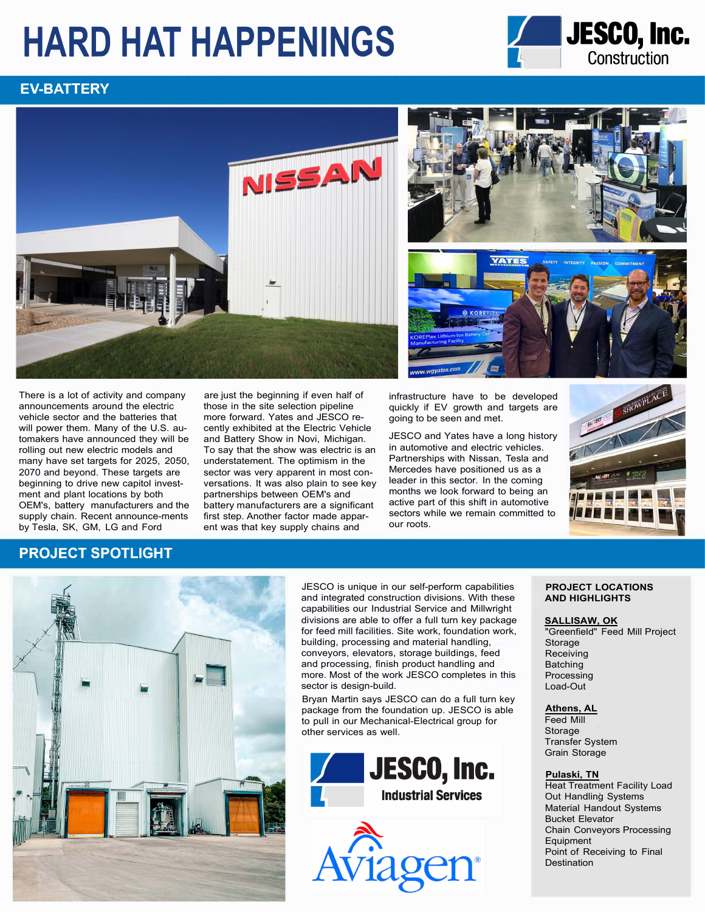# HARD HAT HAPPENINGS

JESCO, Inc. Construction

## EV-BATTERY

There is a lot of activity and company announcements around the electric vehicle sector and the batteries that will power them. Many of the U.S. automakers have announced they will be rolling out new electric models and many have set targets for 2025, 2050, 2070 and beyond. These targets are beginning to drive new capitol investment and plant locations by both OEM's, battery manufacturers and the supply chain. Recent announce-ments by Tesla, SK, GM, LG and Ford are just the beginning if even half of those in the site selection pipeline more forward. Yates and JESCO recently exhibited at the Electric Vehicle and Battery Show in Novi, Michigan. To say that the show was electric is an understatement. The optimism in the sector was very apparent in most conversations. It was also plain to see key partnerships between OEM's and battery manufacturers are a significant first step. Another factor made apparent was that key supply chains and infrastructure have to be developed quickly if EV growth and targets are going to be seen and met.

JESCO and Yates have a long history in automotive and electric vehicles. Partnerships with Nissan, Tesla and Mercedes have positioned us as a leader in this sector. In the coming months we look forward to being an active part of this shift in automotive sectors while we remain committed to our roots.

## PROJECT SPOTLIGHT

JESCO is unique in our self-perform capabilities and integrated construction divisions. With these capabilities our Industrial Service and Millwright divisions are able to offer a full turn key package for feed mill facilities. Site work, foundation work, building, processing and material handling, conveyors, elevators, storage buildings, feed and processing, finish product handling and more. Most of the work JESCO completes in this sector is design-build.

Bryan Martin says JESCO can do a full turn key package from the foundation up. JESCO is able to pull in our Mechanical-Electrical group for other services as well.

JESCO, Inc. Industrial Services

Aviagen®

**PROJECT LOCATIONS AND HIGHLIGHTS**

**SALLISAW, OK**
"Greenfield" Feed Mill Project
Storage
Receiving
Batching
Processing
Load-Out

**Athens, AL**
Feed Mill
Storage
Transfer System
Grain Storage

**Pulaski, TN**
Heat Treatment Facility Load Out Handling Systems
Material Handout Systems
Bucket Elevator
Chain Conveyors Processing Equipment
Point of Receiving to Final Destination